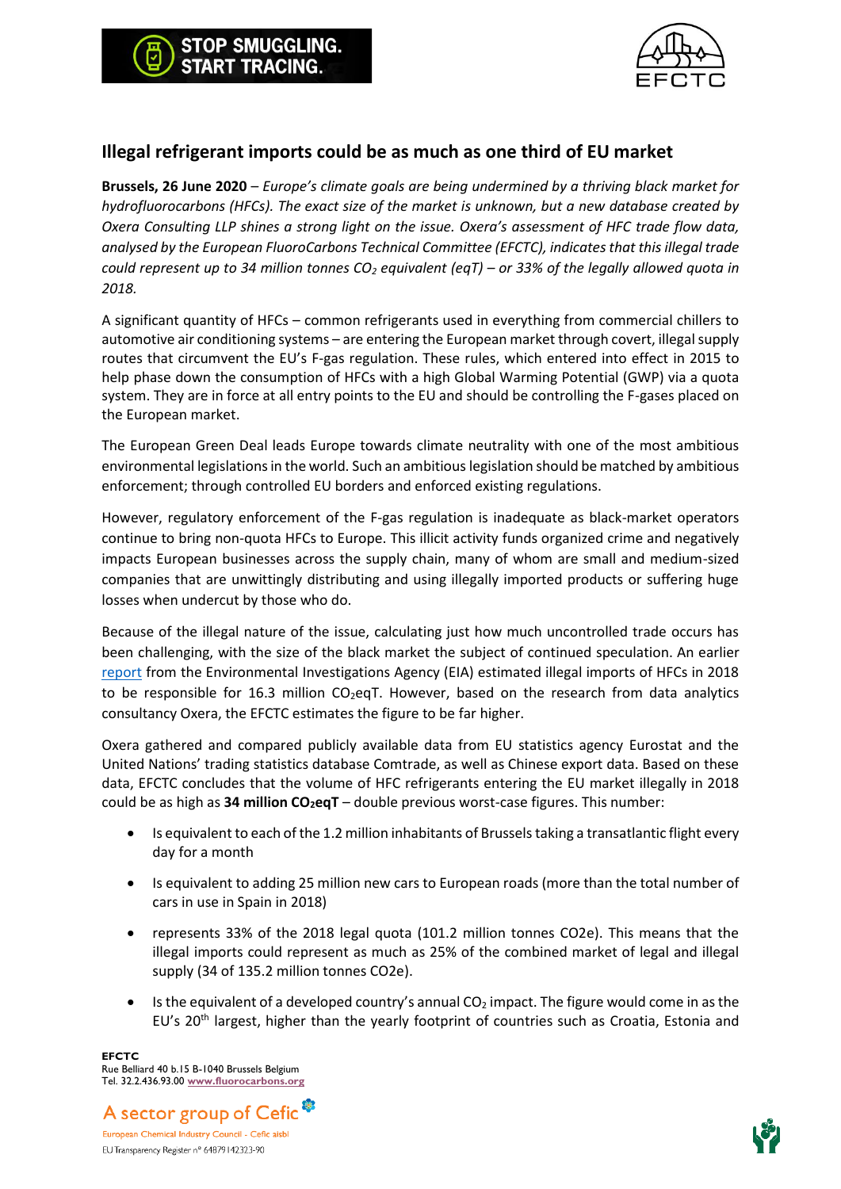STOP SMUGGLING. START TRACING.

EFCTC

## Illegal refrigerant imports could be as much as one third of EU market

**Brussels, 26 June 2020** – *Europe's climate goals are being undermined by a thriving black market for hydrofluorocarbons (HFCs). The exact size of the market is unknown, but a new database created by Oxera Consulting LLP shines a strong light on the issue. Oxera's assessment of HFC trade flow data, analysed by the European FluoroCarbons Technical Committee (EFCTC), indicates that this illegal trade could represent up to 34 million tonnes $CO_2$ equivalent (eqT) – or 33% of the legally allowed quota in 2018.*

A significant quantity of HFCs – common refrigerants used in everything from commercial chillers to automotive air conditioning systems – are entering the European market through covert, illegal supply routes that circumvent the EU's F-gas regulation. These rules, which entered into effect in 2015 to help phase down the consumption of HFCs with a high Global Warming Potential (GWP) via a quota system. They are in force at all entry points to the EU and should be controlling the F-gases placed on the European market.

The European Green Deal leads Europe towards climate neutrality with one of the most ambitious environmental legislations in the world. Such an ambitious legislation should be matched by ambitious enforcement; through controlled EU borders and enforced existing regulations.

However, regulatory enforcement of the F-gas regulation is inadequate as black-market operators continue to bring non-quota HFCs to Europe. This illicit activity funds organized crime and negatively impacts European businesses across the supply chain, many of whom are small and medium-sized companies that are unwittingly distributing and using illegally imported products or suffering huge losses when undercut by those who do.

Because of the illegal nature of the issue, calculating just how much uncontrolled trade occurs has been challenging, with the size of the black market the subject of continued speculation. An earlier report from the Environmental Investigations Agency (EIA) estimated illegal imports of HFCs in 2018 to be responsible for 16.3 million $CO_2$eqT. However, based on the research from data analytics consultancy Oxera, the EFCTC estimates the figure to be far higher.

Oxera gathered and compared publicly available data from EU statistics agency Eurostat and the United Nations' trading statistics database Comtrade, as well as Chinese export data. Based on these data, EFCTC concludes that the volume of HFC refrigerants entering the EU market illegally in 2018 could be as high as **34 million $CO_2$eqT** – double previous worst-case figures. This number:

- Is equivalent to each of the 1.2 million inhabitants of Brussels taking a transatlantic flight every day for a month
- Is equivalent to adding 25 million new cars to European roads (more than the total number of cars in use in Spain in 2018)
- represents 33% of the 2018 legal quota (101.2 million tonnes CO2e). This means that the illegal imports could represent as much as 25% of the combined market of legal and illegal supply (34 of 135.2 million tonnes CO2e).
- Is the equivalent of a developed country's annual $CO_2$ impact. The figure would come in as the EU's 20th largest, higher than the yearly footprint of countries such as Croatia, Estonia and

**EFCTC**
Rue Belliard 40 b.15 B-1040 Brussels Belgium
Tel. 32.2.436.93.00 www.fluorocarbons.org

A sector group of Cefic
European Chemical Industry Council - Cefic aisbl
EU Transparency Register n° 64879142323-90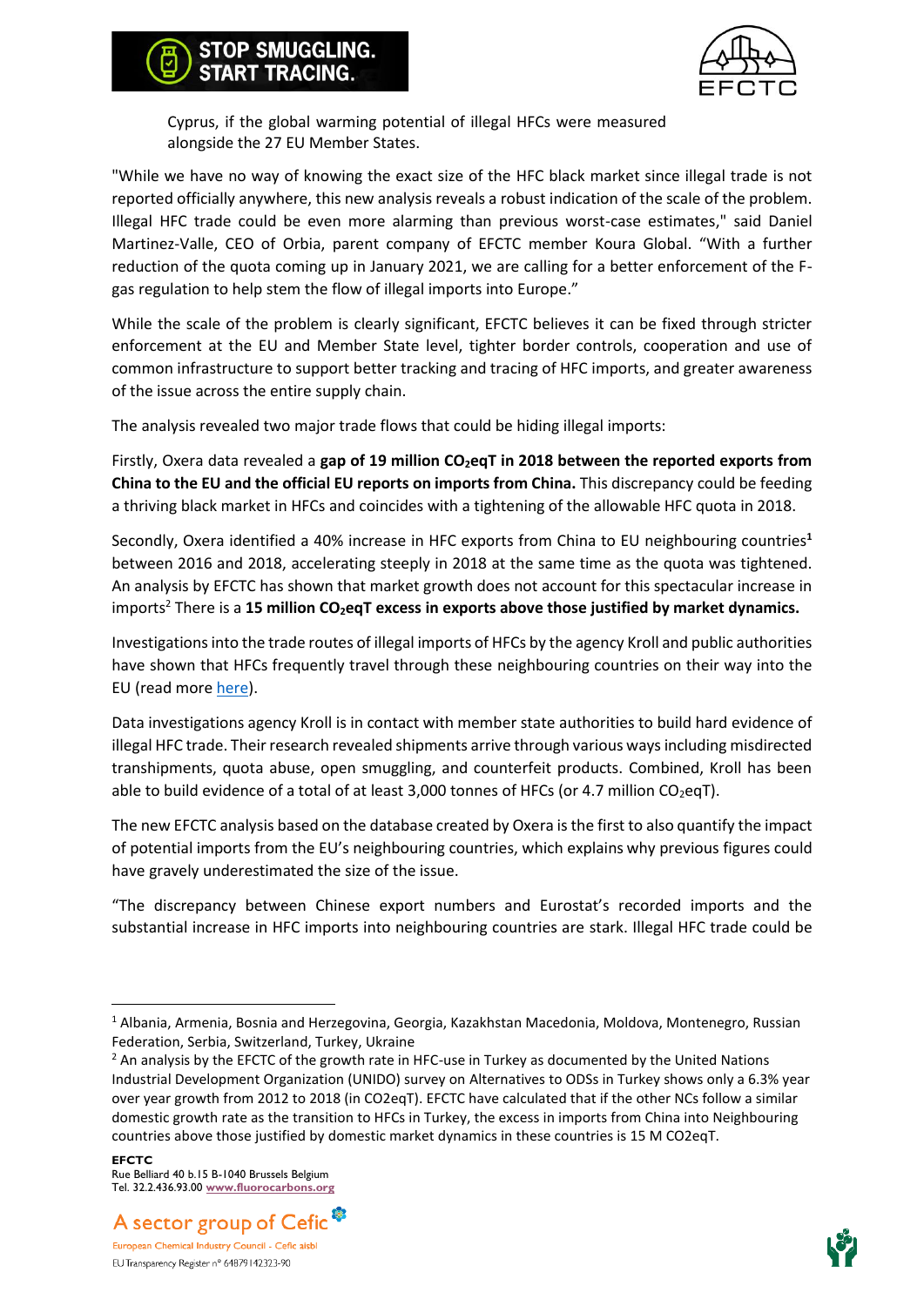Cyprus, if the global warming potential of illegal HFCs were measured alongside the 27 EU Member States.

"While we have no way of knowing the exact size of the HFC black market since illegal trade is not reported officially anywhere, this new analysis reveals a robust indication of the scale of the problem. Illegal HFC trade could be even more alarming than previous worst-case estimates," said Daniel Martinez-Valle, CEO of Orbia, parent company of EFCTC member Koura Global. "With a further reduction of the quota coming up in January 2021, we are calling for a better enforcement of the F-gas regulation to help stem the flow of illegal imports into Europe."

While the scale of the problem is clearly significant, EFCTC believes it can be fixed through stricter enforcement at the EU and Member State level, tighter border controls, cooperation and use of common infrastructure to support better tracking and tracing of HFC imports, and greater awareness of the issue across the entire supply chain.

The analysis revealed two major trade flows that could be hiding illegal imports:

Firstly, Oxera data revealed a **gap of 19 million $CO_2$eqT in 2018 between the reported exports from China to the EU and the official EU reports on imports from China.** This discrepancy could be feeding a thriving black market in HFCs and coincides with a tightening of the allowable HFC quota in 2018.

Secondly, Oxera identified a 40% increase in HFC exports from China to EU neighbouring countries[1] between 2016 and 2018, accelerating steeply in 2018 at the same time as the quota was tightened. An analysis by EFCTC has shown that market growth does not account for this spectacular increase in imports[2] There is a **15 million $CO_2$eqT excess in exports above those justified by market dynamics.**

Investigations into the trade routes of illegal imports of HFCs by the agency Kroll and public authorities have shown that HFCs frequently travel through these neighbouring countries on their way into the EU (read more here).

Data investigations agency Kroll is in contact with member state authorities to build hard evidence of illegal HFC trade. Their research revealed shipments arrive through various ways including misdirected transhipments, quota abuse, open smuggling, and counterfeit products. Combined, Kroll has been able to build evidence of a total of at least 3,000 tonnes of HFCs (or 4.7 million $CO_2$eqT).

The new EFCTC analysis based on the database created by Oxera is the first to also quantify the impact of potential imports from the EU's neighbouring countries, which explains why previous figures could have gravely underestimated the size of the issue.

"The discrepancy between Chinese export numbers and Eurostat's recorded imports and the substantial increase in HFC imports into neighbouring countries are stark. Illegal HFC trade could be

---

[1] Albania, Armenia, Bosnia and Herzegovina, Georgia, Kazakhstan Macedonia, Moldova, Montenegro, Russian Federation, Serbia, Switzerland, Turkey, Ukraine

[2] An analysis by the EFCTC of the growth rate in HFC-use in Turkey as documented by the United Nations Industrial Development Organization (UNIDO) survey on Alternatives to ODSs in Turkey shows only a 6.3% year over year growth from 2012 to 2018 (in $CO_2$eqT). EFCTC have calculated that if the other NCs follow a similar domestic growth rate as the transition to HFCs in Turkey, the excess in imports from China into Neighbouring countries above those justified by domestic market dynamics in these countries is 15 M $CO_2$eqT.

**EFCTC**
Rue Belliard 40 b.15 B-1040 Brussels Belgium
Tel. 32.2.436.93.00 www.fluorocarbons.org

A sector group of Cefic
European Chemical Industry Council - Cefic aisbl
EU Transparency Register n° 64879142323-90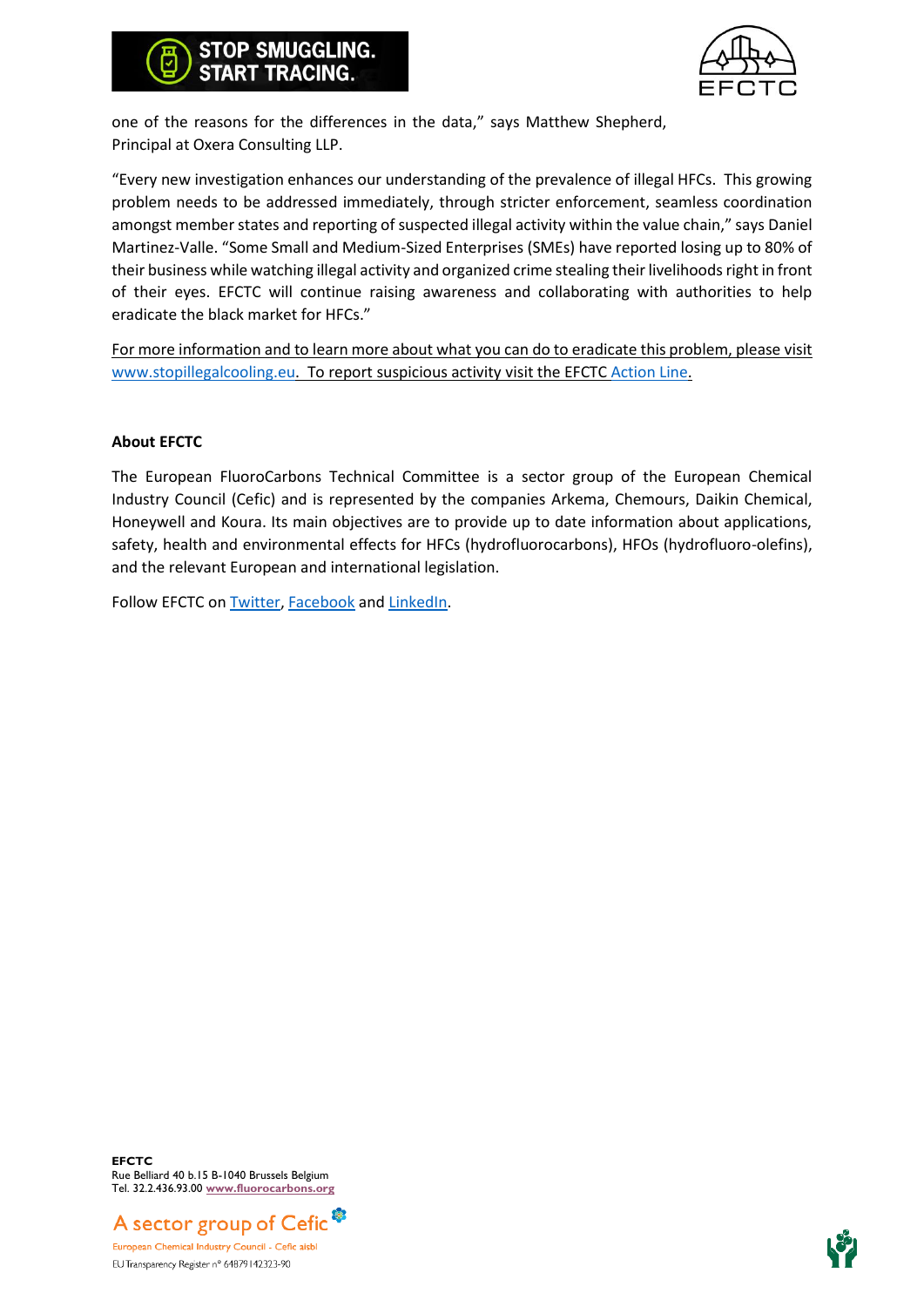one of the reasons for the differences in the data," says Matthew Shepherd, Principal at Oxera Consulting LLP.

"Every new investigation enhances our understanding of the prevalence of illegal HFCs. This growing problem needs to be addressed immediately, through stricter enforcement, seamless coordination amongst member states and reporting of suspected illegal activity within the value chain," says Daniel Martinez-Valle. "Some Small and Medium-Sized Enterprises (SMEs) have reported losing up to 80% of their business while watching illegal activity and organized crime stealing their livelihoods right in front of their eyes. EFCTC will continue raising awareness and collaborating with authorities to help eradicate the black market for HFCs."

For more information and to learn more about what you can do to eradicate this problem, please visit www.stopillegalcooling.eu. To report suspicious activity visit the EFCTC Action Line.

**About EFCTC**

The European FluoroCarbons Technical Committee is a sector group of the European Chemical Industry Council (Cefic) and is represented by the companies Arkema, Chemours, Daikin Chemical, Honeywell and Koura. Its main objectives are to provide up to date information about applications, safety, health and environmental effects for HFCs (hydrofluorocarbons), HFOs (hydrofluoro-olefins), and the relevant European and international legislation.

Follow EFCTC on Twitter, Facebook and LinkedIn.

**EFCTC**
Rue Belliard 40 b.15 B-1040 Brussels Belgium
Tel. 32.2.436.93.00 www.fluorocarbons.org

A sector group of Cefic
European Chemical Industry Council - Cefic aisbl
EU Transparency Register n° 64879142323-90